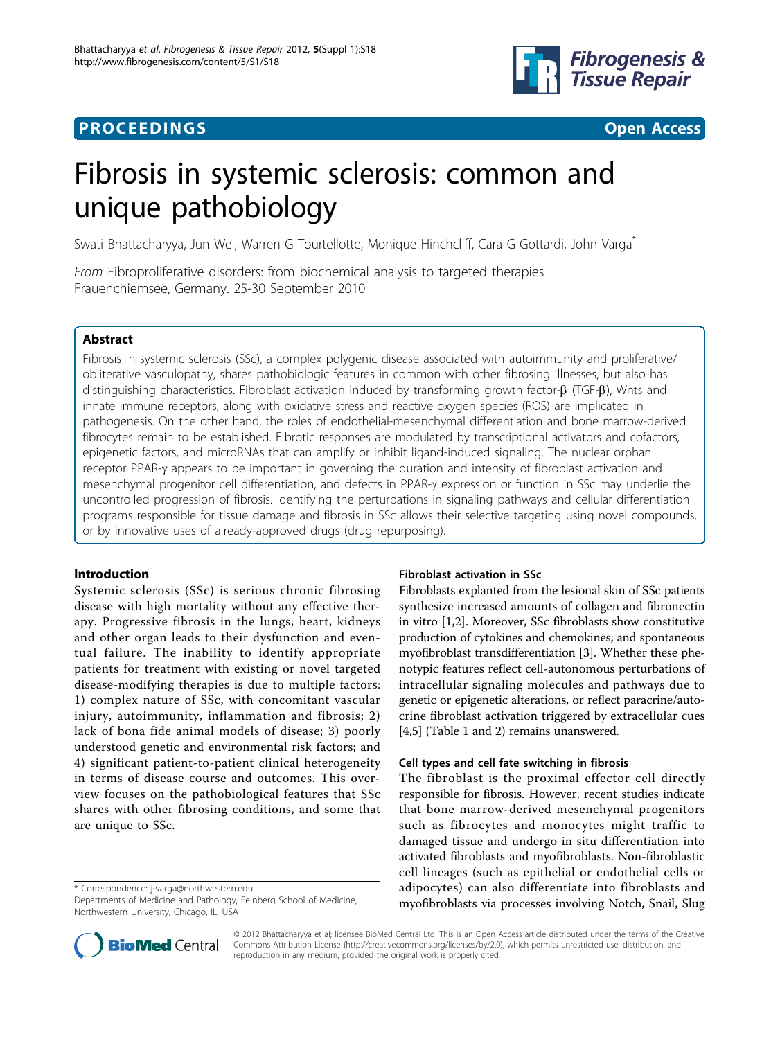**PROCEEDINGS** **Open Access**

# Fibrosis in systemic sclerosis: common and unique pathobiology

Swati Bhattacharyya, Jun Wei, Warren G Tourtellotte, Monique Hinchcliff, Cara G Gottardi, John Varga*

*From* Fibroproliferative disorders: from biochemical analysis to targeted therapies
Frauenchiemsee, Germany. 25-30 September 2010

## Abstract

Fibrosis in systemic sclerosis (SSc), a complex polygenic disease associated with autoimmunity and proliferative/obliterative vasculopathy, shares pathobiologic features in common with other fibrosing illnesses, but also has distinguishing characteristics. Fibroblast activation induced by transforming growth factor-β (TGF-β), Wnts and innate immune receptors, along with oxidative stress and reactive oxygen species (ROS) are implicated in pathogenesis. On the other hand, the roles of endothelial-mesenchymal differentiation and bone marrow-derived fibrocytes remain to be established. Fibrotic responses are modulated by transcriptional activators and cofactors, epigenetic factors, and microRNAs that can amplify or inhibit ligand-induced signaling. The nuclear orphan receptor PPAR-γ appears to be important in governing the duration and intensity of fibroblast activation and mesenchymal progenitor cell differentiation, and defects in PPAR-γ expression or function in SSc may underlie the uncontrolled progression of fibrosis. Identifying the perturbations in signaling pathways and cellular differentiation programs responsible for tissue damage and fibrosis in SSc allows their selective targeting using novel compounds, or by innovative uses of already-approved drugs (drug repurposing).

## Introduction

Systemic sclerosis (SSc) is serious chronic fibrosing disease with high mortality without any effective therapy. Progressive fibrosis in the lungs, heart, kidneys and other organ leads to their dysfunction and eventual failure. The inability to identify appropriate patients for treatment with existing or novel targeted disease-modifying therapies is due to multiple factors: 1) complex nature of SSc, with concomitant vascular injury, autoimmunity, inflammation and fibrosis; 2) lack of bona fide animal models of disease; 3) poorly understood genetic and environmental risk factors; and 4) significant patient-to-patient clinical heterogeneity in terms of disease course and outcomes. This overview focuses on the pathobiological features that SSc shares with other fibrosing conditions, and some that are unique to SSc.

### Fibroblast activation in SSc

Fibroblasts explanted from the lesional skin of SSc patients synthesize increased amounts of collagen and fibronectin in vitro [1,2]. Moreover, SSc fibroblasts show constitutive production of cytokines and chemokines; and spontaneous myofibroblast transdifferentiation [3]. Whether these phenotypic features reflect cell-autonomous perturbations of intracellular signaling molecules and pathways due to genetic or epigenetic alterations, or reflect paracrine/autocrine fibroblast activation triggered by extracellular cues [4,5] (Table 1 and 2) remains unanswered.

### Cell types and cell fate switching in fibrosis

The fibroblast is the proximal effector cell directly responsible for fibrosis. However, recent studies indicate that bone marrow-derived mesenchymal progenitors such as fibrocytes and monocytes might traffic to damaged tissue and undergo in situ differentiation into activated fibroblasts and myofibroblasts. Non-fibroblastic cell lineages (such as epithelial or endothelial cells or adipocytes) can also differentiate into fibroblasts and myofibroblasts via processes involving Notch, Snail, Slug

\* Correspondence: j-varga@northwestern.edu
Departments of Medicine and Pathology, Feinberg School of Medicine, Northwestern University, Chicago, IL, USA

© 2012 Bhattacharyya et al; licensee BioMed Central Ltd. This is an Open Access article distributed under the terms of the Creative Commons Attribution License (http://creativecommons.org/licenses/by/2.0), which permits unrestricted use, distribution, and reproduction in any medium, provided the original work is properly cited.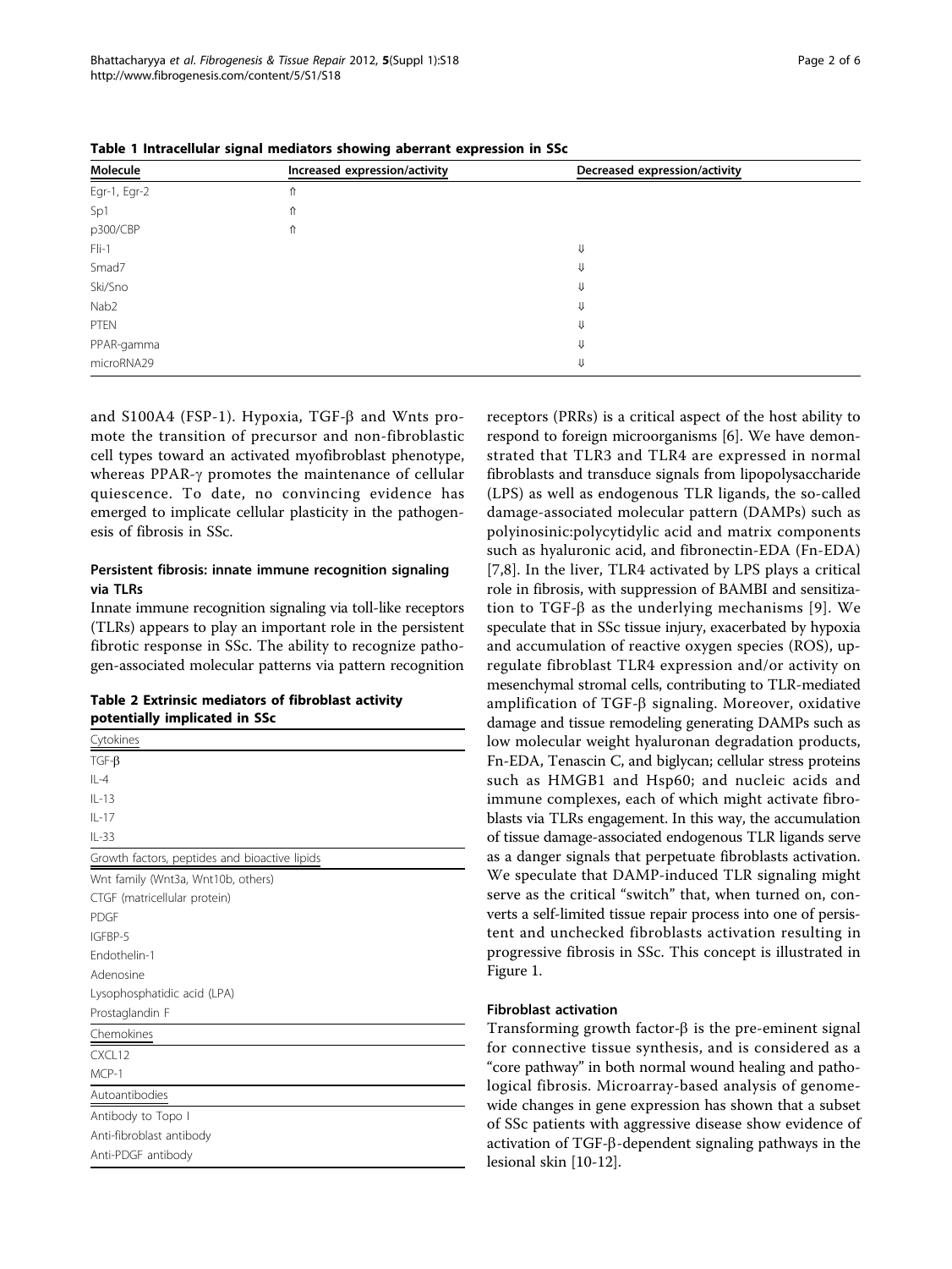**Table 1 Intracellular signal mediators showing aberrant expression in SSc**

| Molecule | Increased expression/activity | Decreased expression/activity |
| --- | --- | --- |
| Egr-1, Egr-2 | ⇑ | |
| Sp1 | ⇑ | |
| p300/CBP | ⇑ | |
| Fli-1 | | ⇓ |
| Smad7 | | ⇓ |
| Ski/Sno | | ⇓ |
| Nab2 | | ⇓ |
| PTEN | | ⇓ |
| PPAR-gamma | | ⇓ |
| microRNA29 | | ⇓ |

and S100A4 (FSP-1). Hypoxia, TGF-β and Wnts promote the transition of precursor and non-fibroblastic cell types toward an activated myofibroblast phenotype, whereas PPAR-γ promotes the maintenance of cellular quiescence. To date, no convincing evidence has emerged to implicate cellular plasticity in the pathogenesis of fibrosis in SSc.

### Persistent fibrosis: innate immune recognition signaling via TLRs

Innate immune recognition signaling via toll-like receptors (TLRs) appears to play an important role in the persistent fibrotic response in SSc. The ability to recognize pathogen-associated molecular patterns via pattern recognition receptors (PRRs) is a critical aspect of the host ability to respond to foreign microorganisms [6]. We have demonstrated that TLR3 and TLR4 are expressed in normal fibroblasts and transduce signals from lipopolysaccharide (LPS) as well as endogenous TLR ligands, the so-called damage-associated molecular pattern (DAMPs) such as polyinosinic:polycytidylic acid and matrix components such as hyaluronic acid, and fibronectin-EDA (Fn-EDA) [7,8]. In the liver, TLR4 activated by LPS plays a critical role in fibrosis, with suppression of BAMBI and sensitization to TGF-β as the underlying mechanisms [9]. We speculate that in SSc tissue injury, exacerbated by hypoxia and accumulation of reactive oxygen species (ROS), upregulate fibroblast TLR4 expression and/or activity on mesenchymal stromal cells, contributing to TLR-mediated amplification of TGF-β signaling. Moreover, oxidative damage and tissue remodeling generating DAMPs such as low molecular weight hyaluronan degradation products, Fn-EDA, Tenascin C, and biglycan; cellular stress proteins such as HMGB1 and Hsp60; and nucleic acids and immune complexes, each of which might activate fibroblasts via TLRs engagement. In this way, the accumulation of tissue damage-associated endogenous TLR ligands serve as a danger signals that perpetuate fibroblasts activation. We speculate that DAMP-induced TLR signaling might serve as the critical "switch" that, when turned on, converts a self-limited tissue repair process into one of persistent and unchecked fibroblasts activation resulting in progressive fibrosis in SSc. This concept is illustrated in Figure 1.

**Table 2 Extrinsic mediators of fibroblast activity potentially implicated in SSc**

| Cytokines |
| --- |
| TGF-β |
| IL-4 |
| IL-13 |
| IL-17 |
| IL-33 |
| **Growth factors, peptides and bioactive lipids** |
| Wnt family (Wnt3a, Wnt10b, others) |
| CTGF (matricellular protein) |
| PDGF |
| IGFBP-5 |
| Endothelin-1 |
| Adenosine |
| Lysophosphatidic acid (LPA) |
| Prostaglandin F |
| **Chemokines** |
| CXCL12 |
| MCP-1 |
| **Autoantibodies** |
| Antibody to Topo I |
| Anti-fibroblast antibody |
| Anti-PDGF antibody |

### Fibroblast activation

Transforming growth factor-β is the pre-eminent signal for connective tissue synthesis, and is considered as a "core pathway" in both normal wound healing and pathological fibrosis. Microarray-based analysis of genome-wide changes in gene expression has shown that a subset of SSc patients with aggressive disease show evidence of activation of TGF-β-dependent signaling pathways in the lesional skin [10-12].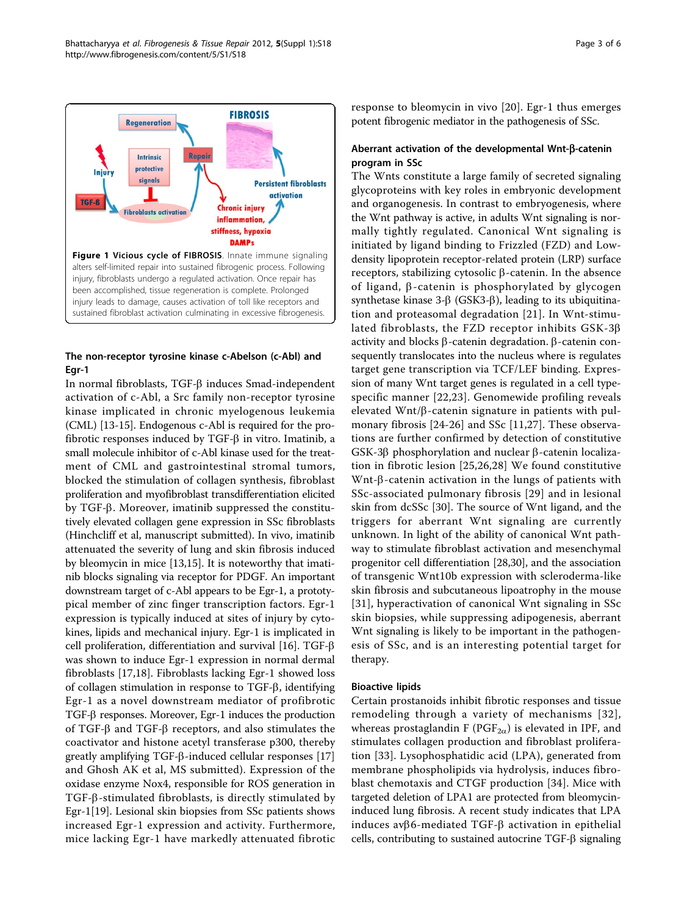**Figure 1 Vicious cycle of FIBROSIS**. Innate immune signaling alters self-limited repair into sustained fibrogenic process. Following injury, fibroblasts undergo a regulated activation. Once repair has been accomplished, tissue regeneration is complete. Prolonged injury leads to damage, causes activation of toll like receptors and sustained fibroblast activation culminating in excessive fibrogenesis.

### The non-receptor tyrosine kinase c-Abelson (c-Abl) and Egr-1

In normal fibroblasts, TGF-β induces Smad-independent activation of c-Abl, a Src family non-receptor tyrosine kinase implicated in chronic myelogenous leukemia (CML) [13-15]. Endogenous c-Abl is required for the profibrotic responses induced by TGF-β in vitro. Imatinib, a small molecule inhibitor of c-Abl kinase used for the treatment of CML and gastrointestinal stromal tumors, blocked the stimulation of collagen synthesis, fibroblast proliferation and myofibroblast transdifferentiation elicited by TGF-β. Moreover, imatinib suppressed the constitutively elevated collagen gene expression in SSc fibroblasts (Hinchcliff et al, manuscript submitted). In vivo, imatinib attenuated the severity of lung and skin fibrosis induced by bleomycin in mice [13,15]. It is noteworthy that imatinib blocks signaling via receptor for PDGF. An important downstream target of c-Abl appears to be Egr-1, a prototypical member of zinc finger transcription factors. Egr-1 expression is typically induced at sites of injury by cytokines, lipids and mechanical injury. Egr-1 is implicated in cell proliferation, differentiation and survival [16]. TGF-β was shown to induce Egr-1 expression in normal dermal fibroblasts [17,18]. Fibroblasts lacking Egr-1 showed loss of collagen stimulation in response to TGF-β, identifying Egr-1 as a novel downstream mediator of profibrotic TGF-β responses. Moreover, Egr-1 induces the production of TGF-β and TGF-β receptors, and also stimulates the coactivator and histone acetyl transferase p300, thereby greatly amplifying TGF-β-induced cellular responses [17] and Ghosh AK et al, MS submitted). Expression of the oxidase enzyme Nox4, responsible for ROS generation in TGF-β-stimulated fibroblasts, is directly stimulated by Egr-1[19]. Lesional skin biopsies from SSc patients shows increased Egr-1 expression and activity. Furthermore, mice lacking Egr-1 have markedly attenuated fibrotic response to bleomycin in vivo [20]. Egr-1 thus emerges potent fibrogenic mediator in the pathogenesis of SSc.

### Aberrant activation of the developmental Wnt-β-catenin program in SSc

The Wnts constitute a large family of secreted signaling glycoproteins with key roles in embryonic development and organogenesis. In contrast to embryogenesis, where the Wnt pathway is active, in adults Wnt signaling is normally tightly regulated. Canonical Wnt signaling is initiated by ligand binding to Frizzled (FZD) and Low-density lipoprotein receptor-related protein (LRP) surface receptors, stabilizing cytosolic β-catenin. In the absence of ligand, β-catenin is phosphorylated by glycogen synthetase kinase 3-β (GSK3-β), leading to its ubiquitination and proteasomal degradation [21]. In Wnt-stimulated fibroblasts, the FZD receptor inhibits GSK-3β activity and blocks β-catenin degradation. β-catenin consequently translocates into the nucleus where is regulates target gene transcription via TCF/LEF binding. Expression of many Wnt target genes is regulated in a cell type-specific manner [22,23]. Genomewide profiling reveals elevated Wnt/β-catenin signature in patients with pulmonary fibrosis [24-26] and SSc [11,27]. These observations are further confirmed by detection of constitutive GSK-3β phosphorylation and nuclear β-catenin localization in fibrotic lesion [25,26,28] We found constitutive Wnt-β-catenin activation in the lungs of patients with SSc-associated pulmonary fibrosis [29] and in lesional skin from dcSSc [30]. The source of Wnt ligand, and the triggers for aberrant Wnt signaling are currently unknown. In light of the ability of canonical Wnt pathway to stimulate fibroblast activation and mesenchymal progenitor cell differentiation [28,30], and the association of transgenic Wnt10b expression with scleroderma-like skin fibrosis and subcutaneous lipoatrophy in the mouse [31], hyperactivation of canonical Wnt signaling in SSc skin biopsies, while suppressing adipogenesis, aberrant Wnt signaling is likely to be important in the pathogenesis of SSc, and is an interesting potential target for therapy.

### Bioactive lipids

Certain prostanoids inhibit fibrotic responses and tissue remodeling through a variety of mechanisms [32], whereas prostaglandin F ($PGF_{2\alpha}$) is elevated in IPF, and stimulates collagen production and fibroblast proliferation [33]. Lysophosphatidic acid (LPA), generated from membrane phospholipids via hydrolysis, induces fibroblast chemotaxis and CTGF production [34]. Mice with targeted deletion of LPA1 are protected from bleomycin-induced lung fibrosis. A recent study indicates that LPA induces avβ6-mediated TGF-β activation in epithelial cells, contributing to sustained autocrine TGF-β signaling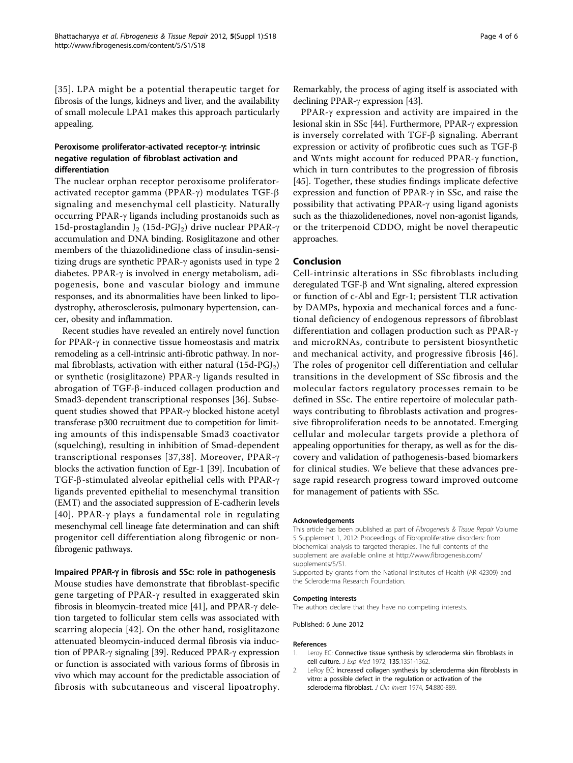[35]. LPA might be a potential therapeutic target for fibrosis of the lungs, kidneys and liver, and the availability of small molecule LPA1 makes this approach particularly appealing.

### Peroxisome proliferator-activated receptor-γ: intrinsic negative regulation of fibroblast activation and differentiation

The nuclear orphan receptor peroxisome proliferator-activated receptor gamma (PPAR-γ) modulates TGF-β signaling and mesenchymal cell plasticity. Naturally occurring PPAR-γ ligands including prostanoids such as 15d-prostaglandin $J_2$ (15d-$PGJ_2$) drive nuclear PPAR-γ accumulation and DNA binding. Rosiglitazone and other members of the thiazolidinedione class of insulin-sensitizing drugs are synthetic PPAR-γ agonists used in type 2 diabetes. PPAR-γ is involved in energy metabolism, adipogenesis, bone and vascular biology and immune responses, and its abnormalities have been linked to lipodystrophy, atherosclerosis, pulmonary hypertension, cancer, obesity and inflammation.

Recent studies have revealed an entirely novel function for PPAR-γ in connective tissue homeostasis and matrix remodeling as a cell-intrinsic anti-fibrotic pathway. In normal fibroblasts, activation with either natural (15d-$PGJ_2$) or synthetic (rosiglitazone) PPAR-γ ligands resulted in abrogation of TGF-β-induced collagen production and Smad3-dependent transcriptional responses [36]. Subsequent studies showed that PPAR-γ blocked histone acetyl transferase p300 recruitment due to competition for limiting amounts of this indispensable Smad3 coactivator (squelching), resulting in inhibition of Smad-dependent transcriptional responses [37,38]. Moreover, PPAR-γ blocks the activation function of Egr-1 [39]. Incubation of TGF-β-stimulated alveolar epithelial cells with PPAR-γ ligands prevented epithelial to mesenchymal transition (EMT) and the associated suppression of E-cadherin levels [40]. PPAR-γ plays a fundamental role in regulating mesenchymal cell lineage fate determination and can shift progenitor cell differentiation along fibrogenic or non-fibrogenic pathways.

### Impaired PPAR-γ in fibrosis and SSc: role in pathogenesis

Mouse studies have demonstrate that fibroblast-specific gene targeting of PPAR-γ resulted in exaggerated skin fibrosis in bleomycin-treated mice [41], and PPAR-γ deletion targeted to follicular stem cells was associated with scarring alopecia [42]. On the other hand, rosiglitazone attenuated bleomycin-induced dermal fibrosis via induction of PPAR-γ signaling [39]. Reduced PPAR-γ expression or function is associated with various forms of fibrosis in vivo which may account for the predictable association of fibrosis with subcutaneous and visceral lipoatrophy. Remarkably, the process of aging itself is associated with declining PPAR-γ expression [43].

PPAR-γ expression and activity are impaired in the lesional skin in SSc [44]. Furthermore, PPAR-γ expression is inversely correlated with TGF-β signaling. Aberrant expression or activity of profibrotic cues such as TGF-β and Wnts might account for reduced PPAR-γ function, which in turn contributes to the progression of fibrosis [45]. Together, these studies findings implicate defective expression and function of PPAR-γ in SSc, and raise the possibility that activating PPAR-γ using ligand agonists such as the thiazolidenediones, novel non-agonist ligands, or the triterpenoid CDDO, might be novel therapeutic approaches.

## Conclusion

Cell-intrinsic alterations in SSc fibroblasts including deregulated TGF-β and Wnt signaling, altered expression or function of c-Abl and Egr-1; persistent TLR activation by DAMPs, hypoxia and mechanical forces and a functional deficiency of endogenous repressors of fibroblast differentiation and collagen production such as PPAR-γ and microRNAs, contribute to persistent biosynthetic and mechanical activity, and progressive fibrosis [46]. The roles of progenitor cell differentiation and cellular transitions in the development of SSc fibrosis and the molecular factors regulatory processes remain to be defined in SSc. The entire repertoire of molecular pathways contributing to fibroblasts activation and progressive fibroproliferation needs to be annotated. Emerging cellular and molecular targets provide a plethora of appealing opportunities for therapy, as well as for the discovery and validation of pathogenesis-based biomarkers for clinical studies. We believe that these advances presage rapid research progress toward improved outcome for management of patients with SSc.

#### Acknowledgements

This article has been published as part of *Fibrogenesis & Tissue Repair* Volume 5 Supplement 1, 2012: Proceedings of Fibroproliferative disorders: from biochemical analysis to targeted therapies. The full contents of the supplement are available online at http://www.fibrogenesis.com/supplements/5/S1.

Supported by grants from the National Institutes of Health (AR 42309) and the Scleroderma Research Foundation.

#### Competing interests

The authors declare that they have no competing interests.

Published: 6 June 2012

#### References

1. Leroy EC: **Connective tissue synthesis by scleroderma skin fibroblasts in cell culture.** *J Exp Med* 1972, **135**:1351-1362.
2. LeRoy EC: **Increased collagen synthesis by scleroderma skin fibroblasts in vitro: a possible defect in the regulation or activation of the scleroderma fibroblast.** *J Clin Invest* 1974, **54**:880-889.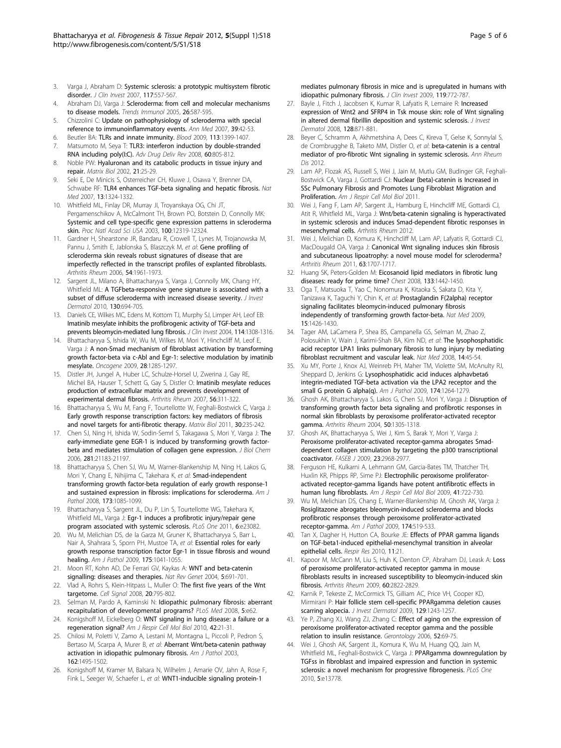3. Varga J, Abraham D: **Systemic sclerosis: a prototypic multisystem fibrotic disorder.** *J Clin Invest* 2007, **117**:557-567.
4. Abraham DJ, Varga J: **Scleroderma: from cell and molecular mechanisms to disease models.** *Trends Immunol* 2005, **26**:587-595.
5. Chizzolini C: **Update on pathophysiology of scleroderma with special reference to immunoinflammatory events.** *Ann Med* 2007, **39**:42-53.
6. Beutler BA: **TLRs and innate immunity.** *Blood* 2009, **113**:1399-1407.
7. Matsumoto M, Seya T: **TLR3: interferon induction by double-stranded RNA including poly(I:C).** *Adv Drug Deliv Rev* 2008, **60**:805-812.
8. Noble PW: **Hyaluronan and its catabolic products in tissue injury and repair.** *Matrix Biol* 2002, **21**:25-29.
9. Seki E, De Minicis S, Osterreicher CH, Kluwe J, Osawa Y, Brenner DA, Schwabe RF: **TLR4 enhances TGF-beta signaling and hepatic fibrosis.** *Nat Med* 2007, **13**:1324-1332.
10. Whitfield ML, Finlay DR, Murray JI, Troyanskaya OG, Chi JT, Pergamenschikov A, McCalmont TH, Brown PO, Botstein D, Connolly MK: **Systemic and cell type-specific gene expression patterns in scleroderma skin.** *Proc Natl Acad Sci USA* 2003, **100**:12319-12324.
11. Gardner H, Shearstone JR, Bandaru R, Crowell T, Lynes M, Trojanowska M, Pannu J, Smith E, Jablonska S, Blaszczyk M, *et al*: **Gene profiling of scleroderma skin reveals robust signatures of disease that are imperfectly reflected in the transcript profiles of explanted fibroblasts.** *Arthritis Rheum* 2006, **54**:1961-1973.
12. Sargent JL, Milano A, Bhattacharyya S, Varga J, Connolly MK, Chang HY, Whitfield ML: **A TGFbeta-responsive gene signature is associated with a subset of diffuse scleroderma with increased disease severity.** *J Invest Dermatol* 2010, **130**:694-705.
13. Daniels CE, Wilkes MC, Edens M, Kottom TJ, Murphy SJ, Limper AH, Leof EB: **Imatinib mesylate inhibits the profibrogenic activity of TGF-beta and prevents bleomycin-mediated lung fibrosis.** *J Clin Invest* 2004, **114**:1308-1316.
14. Bhattacharyya S, Ishida W, Wu M, Wilkes M, Mori Y, Hinchcliff M, Leof E, Varga J: **A non-Smad mechanism of fibroblast activation by transforming growth factor-beta via c-Abl and Egr-1: selective modulation by imatinib mesylate.** *Oncogene* 2009, **28**:1285-1297.
15. Distler JH, Jungel A, Huber LC, Schulze-Horsel U, Zwerina J, Gay RE, Michel BA, Hauser T, Schett G, Gay S, Distler O: **Imatinib mesylate reduces production of extracellular matrix and prevents development of experimental dermal fibrosis.** *Arthritis Rheum* 2007, **56**:311-322.
16. Bhattacharyya S, Wu M, Fang F, Tourtellotte W, Feghali-Bostwick C, Varga J: **Early growth response transcription factors: key mediators of fibrosis and novel targets for anti-fibrotic therapy.** *Matrix Biol* 2011, **30**:235-242.
17. Chen SJ, Ning H, Ishida W, Sodin-Semrl S, Takagawa S, Mori Y, Varga J: **The early-immediate gene EGR-1 is induced by transforming growth factor-beta and mediates stimulation of collagen gene expression.** *J Biol Chem* 2006, **281**:21183-21197.
18. Bhattacharyya S, Chen SJ, Wu M, Warner-Blankenship M, Ning H, Lakos G, Mori Y, Chang E, Nihijima C, Takehara K, *et al*: **Smad-independent transforming growth factor-beta regulation of early growth response-1 and sustained expression in fibrosis: implications for scleroderma.** *Am J Pathol* 2008, **173**:1085-1099.
19. Bhattacharyya S, Sargent JL, Du P, Lin S, Tourtellotte WG, Takehara K, Whitfield ML, Varga J: **Egr-1 induces a profibrotic injury/repair gene program associated with systemic sclerosis.** *PLoS One* 2011, **6**:e23082.
20. Wu M, Melichian DS, de la Garza M, Gruner K, Bhattacharyya S, Barr L, Nair A, Shahrara S, Sporn PH, Mustoe TA, *et al*: **Essential roles for early growth response transcription factor Egr-1 in tissue fibrosis and wound healing.** *Am J Pathol* 2009, **175**:1041-1055.
21. Moon RT, Kohn AD, De Ferrari GV, Kaykas A: **WNT and beta-catenin signalling: diseases and therapies.** *Nat Rev Genet* 2004, **5**:691-701.
22. Vlad A, Rohrs S, Klein-Hitpass L, Muller O: **The first five years of the Wnt targetome.** *Cell Signal* 2008, **20**:795-802.
23. Selman M, Pardo A, Kaminski N: **Idiopathic pulmonary fibrosis: aberrant recapitulation of developmental programs?** *PLoS Med* 2008, **5**:e62.
24. Konigshoff M, Eickelberg O: **WNT signaling in lung disease: a failure or a regeneration signal?** *Am J Respir Cell Mol Biol* 2010, **42**:21-31.
25. Chilosi M, Poletti V, Zamo A, Lestani M, Montagna L, Piccoli P, Pedron S, Bertaso M, Scarpa A, Murer B, *et al*: **Aberrant Wnt/beta-catenin pathway activation in idiopathic pulmonary fibrosis.** *Am J Pathol* 2003, **162**:1495-1502.
26. Konigshoff M, Kramer M, Balsara N, Wilhelm J, Amarie OV, Jahn A, Rose F, Fink L, Seeger W, Schaefer L, *et al*: **WNT1-inducible signaling protein-1 mediates pulmonary fibrosis in mice and is upregulated in humans with idiopathic pulmonary fibrosis.** *J Clin Invest* 2009, **119**:772-787.
27. Bayle J, Fitch J, Jacobsen K, Kumar R, Lafyatis R, Lemaire R: **Increased expression of Wnt2 and SFRP4 in Tsk mouse skin: role of Wnt signaling in altered dermal fibrillin deposition and systemic sclerosis.** *J Invest Dermatol* 2008, **128**:871-881.
28. Beyer C, Schramm A, Akhmetshina A, Dees C, Kireva T, Gelse K, Sonnylal S, de Crombrugghe B, Taketo MM, Distler O, *et al*: **beta-catenin is a central mediator of pro-fibrotic Wnt signaling in systemic sclerosis.** *Ann Rheum Dis* 2012.
29. Lam AP, Flozak AS, Russell S, Wei J, Jain M, Mutlu GM, Budinger GR, Feghali-Bostwick CA, Varga J, Gottardi CJ: **Nuclear {beta}-catenin is Increased in SSc Pulmonary Fibrosis and Promotes Lung Fibroblast Migration and Proliferation.** *Am J Respir Cell Mol Biol* 2011.
30. Wei J, Fang F, Lam AP, Sargent JL, Hamburg E, Hinchcliff ME, Gottardi CJ, Atit R, Whitfield ML, Varga J: **Wnt/beta-catenin signaling is hyperactivated in systemic sclerosis and induces Smad-dependent fibrotic responses in mesenchymal cells.** *Arthritis Rheum* 2012.
31. Wei J, Melichian D, Komura K, Hinchcliff M, Lam AP, Lafyatis R, Gottardi CJ, MacDougald OA, Varga J: **Canonical Wnt signaling induces skin fibrosis and subcutaneous lipoatrophy: a novel mouse model for scleroderma?** *Arthritis Rheum* 2011, **63**:1707-1717.
32. Huang SK, Peters-Golden M: **Eicosanoid lipid mediators in fibrotic lung diseases: ready for prime time?** *Chest* 2008, **133**:1442-1450.
33. Oga T, Matsuoka T, Yao C, Nonomura K, Kitaoka S, Sakata D, Kita Y, Tanizawa K, Taguchi Y, Chin K, *et al*: **Prostaglandin F(2alpha) receptor signaling facilitates bleomycin-induced pulmonary fibrosis independently of transforming growth factor-beta.** *Nat Med* 2009, **15**:1426-1430.
34. Tager AM, LaCamera P, Shea BS, Campanella GS, Selman M, Zhao Z, Polosukhin V, Wain J, Karimi-Shah BA, Kim ND, *et al*: **The lysophosphatidic acid receptor LPA1 links pulmonary fibrosis to lung injury by mediating fibroblast recruitment and vascular leak.** *Nat Med* 2008, **14**:45-54.
35. Xu MY, Porte J, Knox AJ, Weinreb PH, Maher TM, Violette SM, McAnulty RJ, Sheppard D, Jenkins G: **Lysophosphatidic acid induces alphavbeta6 integrin-mediated TGF-beta activation via the LPA2 receptor and the small G protein G alpha(q).** *Am J Pathol* 2009, **174**:1264-1279.
36. Ghosh AK, Bhattacharyya S, Lakos G, Chen SJ, Mori Y, Varga J: **Disruption of transforming growth factor beta signaling and profibrotic responses in normal skin fibroblasts by peroxisome proliferator-activated receptor gamma.** *Arthritis Rheum* 2004, **50**:1305-1318.
37. Ghosh AK, Bhattacharyya S, Wei J, Kim S, Barak Y, Mori Y, Varga J: **Peroxisome proliferator-activated receptor-gamma abrogates Smad-dependent collagen stimulation by targeting the p300 transcriptional coactivator.** *FASEB J* 2009, **23**:2968-2977.
38. Ferguson HE, Kulkarni A, Lehmann GM, Garcia-Bates TM, Thatcher TH, Huxlin KR, Phipps RP, Sime PJ: **Electrophilic peroxisome proliferator-activated receptor-gamma ligands have potent antifibrotic effects in human lung fibroblasts.** *Am J Respir Cell Mol Biol* 2009, **41**:722-730.
39. Wu M, Melichian DS, Chang E, Warner-Blankenship M, Ghosh AK, Varga J: **Rosiglitazone abrogates bleomycin-induced scleroderma and blocks profibrotic responses through peroxisome proliferator-activated receptor-gamma.** *Am J Pathol* 2009, **174**:519-533.
40. Tan X, Dagher H, Hutton CA, Bourke JE: **Effects of PPAR gamma ligands on TGF-beta1-induced epithelial-mesenchymal transition in alveolar epithelial cells.** *Respir Res* 2010, **11**:21.
41. Kapoor M, McCann M, Liu S, Huh K, Denton CP, Abraham DJ, Leask A: **Loss of peroxisome proliferator-activated receptor gamma in mouse fibroblasts results in increased susceptibility to bleomycin-induced skin fibrosis.** *Arthritis Rheum* 2009, **60**:2822-2829.
42. Karnik P, Tekeste Z, McCormick TS, Gilliam AC, Price VH, Cooper KD, Mirmirani P: **Hair follicle stem cell-specific PPARgamma deletion causes scarring alopecia.** *J Invest Dermatol* 2009, **129**:1243-1257.
43. Ye P, Zhang XJ, Wang ZJ, Zhang C: **Effect of aging on the expression of peroxisome proliferator-activated receptor gamma and the possible relation to insulin resistance.** *Gerontology* 2006, **52**:69-75.
44. Wei J, Ghosh AK, Sargent JL, Komura K, Wu M, Huang QQ, Jain M, Whitfield ML, Feghali-Bostwick C, Varga J: **PPARgamma downregulation by TGFss in fibroblast and impaired expression and function in systemic sclerosis: a novel mechanism for progressive fibrogenesis.** *PLoS One* 2010, **5**:e13778.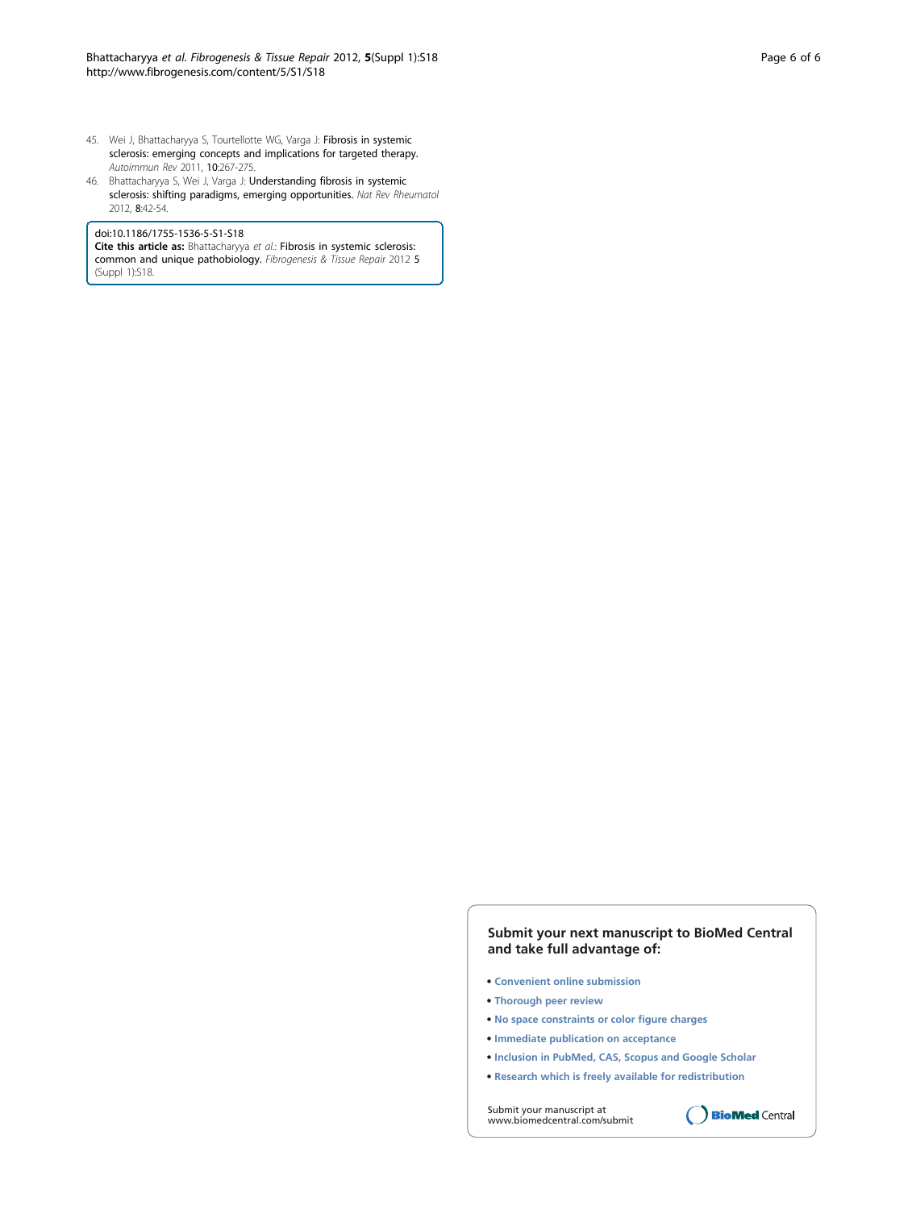45. Wei J, Bhattacharyya S, Tourtellotte WG, Varga J: **Fibrosis in systemic sclerosis: emerging concepts and implications for targeted therapy.** *Autoimmun Rev* 2011, **10**:267-275.
46. Bhattacharyya S, Wei J, Varga J: **Understanding fibrosis in systemic sclerosis: shifting paradigms, emerging opportunities.** *Nat Rev Rheumatol* 2012, **8**:42-54.

doi:10.1186/1755-1536-5-S1-S18
**Cite this article as:** Bhattacharyya *et al.*: **Fibrosis in systemic sclerosis: common and unique pathobiology.** *Fibrogenesis & Tissue Repair* 2012 **5** (Suppl 1):S18.

**Submit your next manuscript to BioMed Central and take full advantage of:**

- **Convenient online submission**
- **Thorough peer review**
- **No space constraints or color figure charges**
- **Immediate publication on acceptance**
- **Inclusion in PubMed, CAS, Scopus and Google Scholar**
- **Research which is freely available for redistribution**

Submit your manuscript at
www.biomedcentral.com/submit

BioMed Central